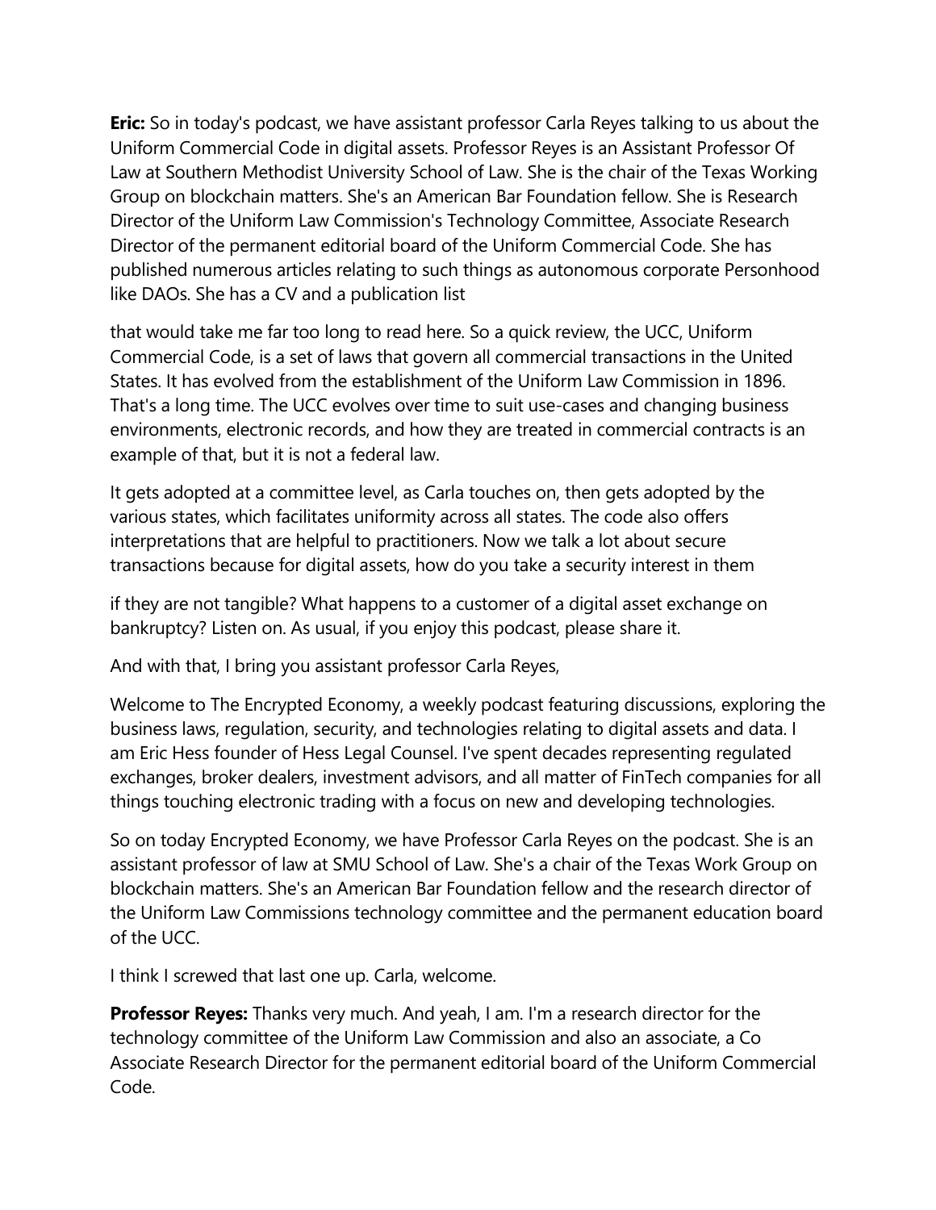**Eric:** So in today's podcast, we have assistant professor Carla Reyes talking to us about the Uniform Commercial Code in digital assets. Professor Reyes is an Assistant Professor Of Law at Southern Methodist University School of Law. She is the chair of the Texas Working Group on blockchain matters. She's an American Bar Foundation fellow. She is Research Director of the Uniform Law Commission's Technology Committee, Associate Research Director of the permanent editorial board of the Uniform Commercial Code. She has published numerous articles relating to such things as autonomous corporate Personhood like DAOs. She has a CV and a publication list

that would take me far too long to read here. So a quick review, the UCC, Uniform Commercial Code, is a set of laws that govern all commercial transactions in the United States. It has evolved from the establishment of the Uniform Law Commission in 1896. That's a long time. The UCC evolves over time to suit use-cases and changing business environments, electronic records, and how they are treated in commercial contracts is an example of that, but it is not a federal law.

It gets adopted at a committee level, as Carla touches on, then gets adopted by the various states, which facilitates uniformity across all states. The code also offers interpretations that are helpful to practitioners. Now we talk a lot about secure transactions because for digital assets, how do you take a security interest in them

if they are not tangible? What happens to a customer of a digital asset exchange on bankruptcy? Listen on. As usual, if you enjoy this podcast, please share it.

And with that, I bring you assistant professor Carla Reyes,

Welcome to The Encrypted Economy, a weekly podcast featuring discussions, exploring the business laws, regulation, security, and technologies relating to digital assets and data. I am Eric Hess founder of Hess Legal Counsel. I've spent decades representing regulated exchanges, broker dealers, investment advisors, and all matter of FinTech companies for all things touching electronic trading with a focus on new and developing technologies.

So on today Encrypted Economy, we have Professor Carla Reyes on the podcast. She is an assistant professor of law at SMU School of Law. She's a chair of the Texas Work Group on blockchain matters. She's an American Bar Foundation fellow and the research director of the Uniform Law Commissions technology committee and the permanent education board of the UCC.

I think I screwed that last one up. Carla, welcome.

**Professor Reyes:** Thanks very much. And yeah, I am. I'm a research director for the technology committee of the Uniform Law Commission and also an associate, a Co Associate Research Director for the permanent editorial board of the Uniform Commercial Code.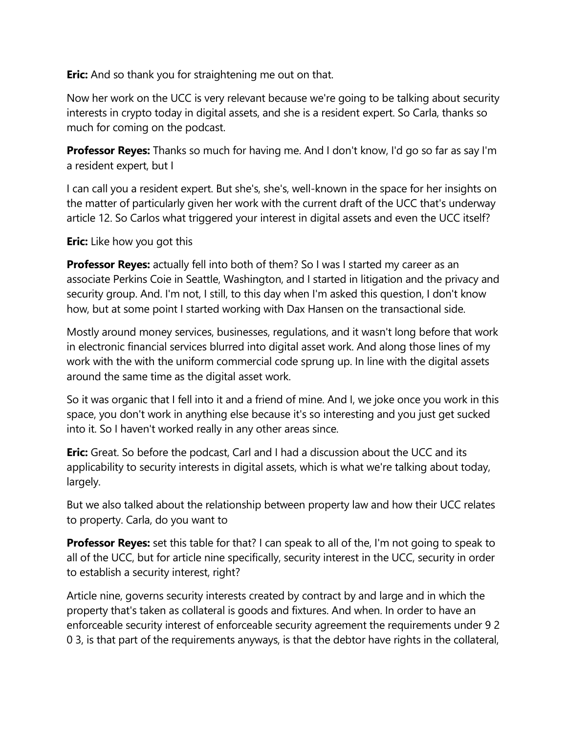**Eric:** And so thank you for straightening me out on that.

Now her work on the UCC is very relevant because we're going to be talking about security interests in crypto today in digital assets, and she is a resident expert. So Carla, thanks so much for coming on the podcast.

**Professor Reyes:** Thanks so much for having me. And I don't know, I'd go so far as say I'm a resident expert, but I

I can call you a resident expert. But she's, she's, well-known in the space for her insights on the matter of particularly given her work with the current draft of the UCC that's underway article 12. So Carlos what triggered your interest in digital assets and even the UCC itself?

**Eric:** Like how you got this

**Professor Reyes:** actually fell into both of them? So I was I started my career as an associate Perkins Coie in Seattle, Washington, and I started in litigation and the privacy and security group. And. I'm not, I still, to this day when I'm asked this question, I don't know how, but at some point I started working with Dax Hansen on the transactional side.

Mostly around money services, businesses, regulations, and it wasn't long before that work in electronic financial services blurred into digital asset work. And along those lines of my work with the with the uniform commercial code sprung up. In line with the digital assets around the same time as the digital asset work.

So it was organic that I fell into it and a friend of mine. And I, we joke once you work in this space, you don't work in anything else because it's so interesting and you just get sucked into it. So I haven't worked really in any other areas since.

**Eric:** Great. So before the podcast, Carl and I had a discussion about the UCC and its applicability to security interests in digital assets, which is what we're talking about today, largely.

But we also talked about the relationship between property law and how their UCC relates to property. Carla, do you want to

**Professor Reyes:** set this table for that? I can speak to all of the, I'm not going to speak to all of the UCC, but for article nine specifically, security interest in the UCC, security in order to establish a security interest, right?

Article nine, governs security interests created by contract by and large and in which the property that's taken as collateral is goods and fixtures. And when. In order to have an enforceable security interest of enforceable security agreement the requirements under 9 2 0 3, is that part of the requirements anyways, is that the debtor have rights in the collateral,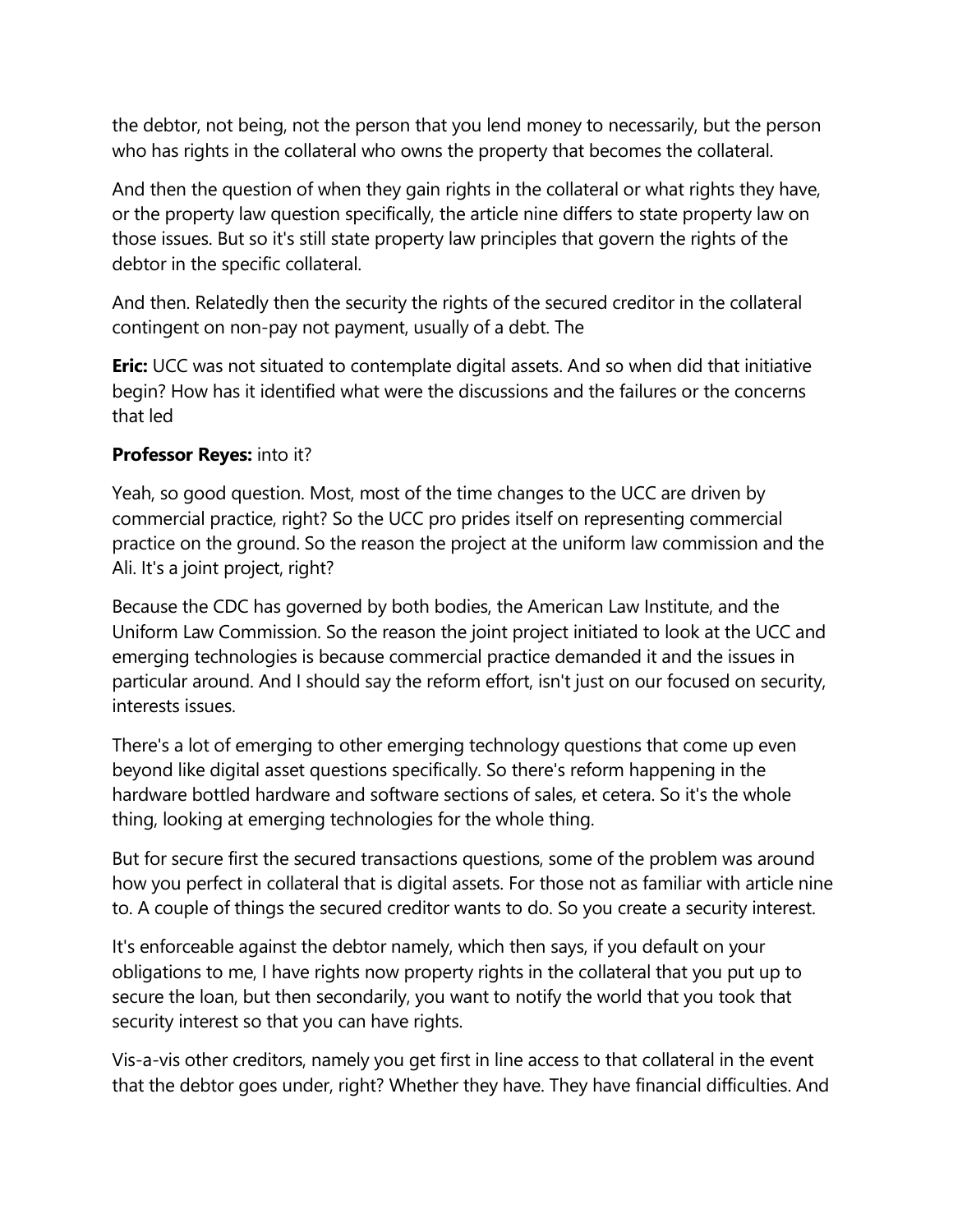the debtor, not being, not the person that you lend money to necessarily, but the person who has rights in the collateral who owns the property that becomes the collateral.

And then the question of when they gain rights in the collateral or what rights they have, or the property law question specifically, the article nine differs to state property law on those issues. But so it's still state property law principles that govern the rights of the debtor in the specific collateral.

And then. Relatedly then the security the rights of the secured creditor in the collateral contingent on non-pay not payment, usually of a debt. The

**Eric:** UCC was not situated to contemplate digital assets. And so when did that initiative begin? How has it identified what were the discussions and the failures or the concerns that led

**Professor Reyes:** into it?

Yeah, so good question. Most, most of the time changes to the UCC are driven by commercial practice, right? So the UCC pro prides itself on representing commercial practice on the ground. So the reason the project at the uniform law commission and the Ali. It's a joint project, right?

Because the CDC has governed by both bodies, the American Law Institute, and the Uniform Law Commission. So the reason the joint project initiated to look at the UCC and emerging technologies is because commercial practice demanded it and the issues in particular around. And I should say the reform effort, isn't just on our focused on security, interests issues.

There's a lot of emerging to other emerging technology questions that come up even beyond like digital asset questions specifically. So there's reform happening in the hardware bottled hardware and software sections of sales, et cetera. So it's the whole thing, looking at emerging technologies for the whole thing.

But for secure first the secured transactions questions, some of the problem was around how you perfect in collateral that is digital assets. For those not as familiar with article nine to. A couple of things the secured creditor wants to do. So you create a security interest.

It's enforceable against the debtor namely, which then says, if you default on your obligations to me, I have rights now property rights in the collateral that you put up to secure the loan, but then secondarily, you want to notify the world that you took that security interest so that you can have rights.

Vis-a-vis other creditors, namely you get first in line access to that collateral in the event that the debtor goes under, right? Whether they have. They have financial difficulties. And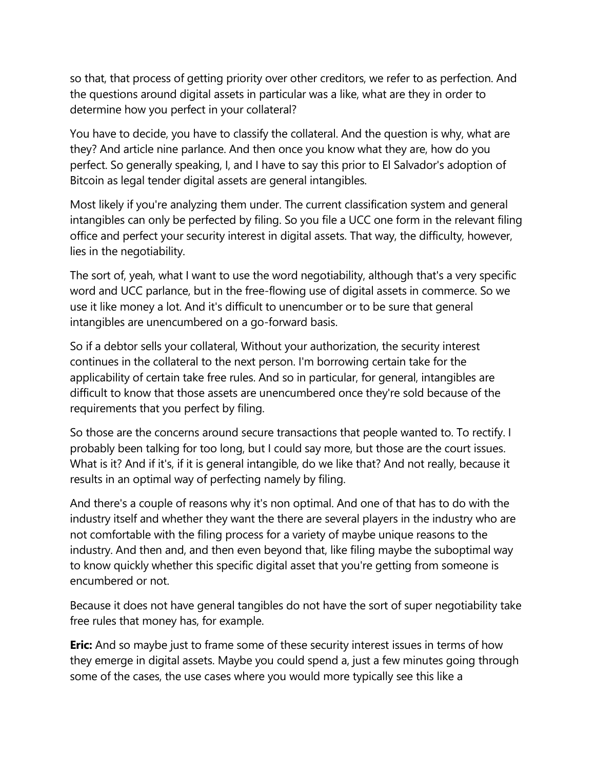so that, that process of getting priority over other creditors, we refer to as perfection. And the questions around digital assets in particular was a like, what are they in order to determine how you perfect in your collateral?

You have to decide, you have to classify the collateral. And the question is why, what are they? And article nine parlance. And then once you know what they are, how do you perfect. So generally speaking, I, and I have to say this prior to El Salvador's adoption of Bitcoin as legal tender digital assets are general intangibles.

Most likely if you're analyzing them under. The current classification system and general intangibles can only be perfected by filing. So you file a UCC one form in the relevant filing office and perfect your security interest in digital assets. That way, the difficulty, however, lies in the negotiability.

The sort of, yeah, what I want to use the word negotiability, although that's a very specific word and UCC parlance, but in the free-flowing use of digital assets in commerce. So we use it like money a lot. And it's difficult to unencumber or to be sure that general intangibles are unencumbered on a go-forward basis.

So if a debtor sells your collateral, Without your authorization, the security interest continues in the collateral to the next person. I'm borrowing certain take for the applicability of certain take free rules. And so in particular, for general, intangibles are difficult to know that those assets are unencumbered once they're sold because of the requirements that you perfect by filing.

So those are the concerns around secure transactions that people wanted to. To rectify. I probably been talking for too long, but I could say more, but those are the court issues. What is it? And if it's, if it is general intangible, do we like that? And not really, because it results in an optimal way of perfecting namely by filing.

And there's a couple of reasons why it's non optimal. And one of that has to do with the industry itself and whether they want the there are several players in the industry who are not comfortable with the filing process for a variety of maybe unique reasons to the industry. And then and, and then even beyond that, like filing maybe the suboptimal way to know quickly whether this specific digital asset that you're getting from someone is encumbered or not.

Because it does not have general tangibles do not have the sort of super negotiability take free rules that money has, for example.

**Eric:** And so maybe just to frame some of these security interest issues in terms of how they emerge in digital assets. Maybe you could spend a, just a few minutes going through some of the cases, the use cases where you would more typically see this like a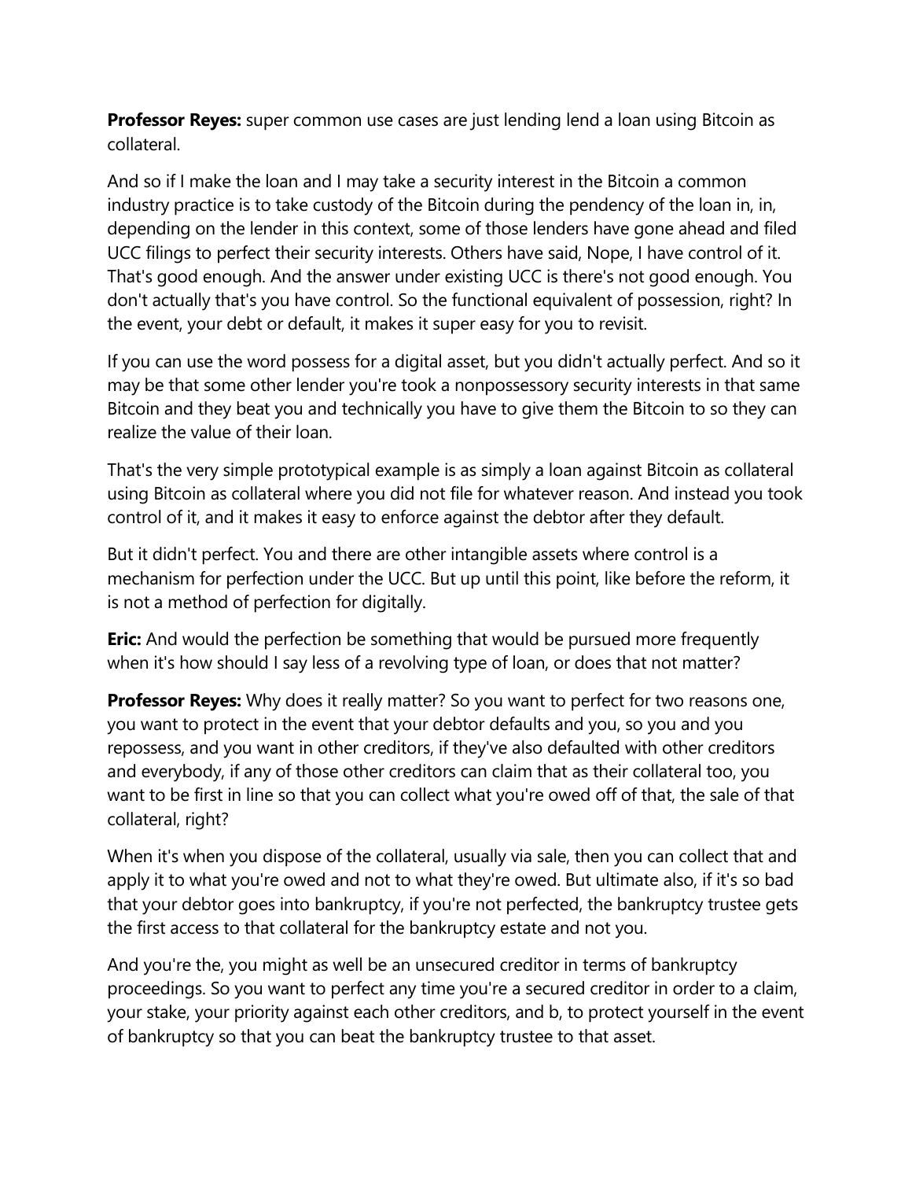**Professor Reyes:** super common use cases are just lending lend a loan using Bitcoin as collateral.

And so if I make the loan and I may take a security interest in the Bitcoin a common industry practice is to take custody of the Bitcoin during the pendency of the loan in, in, depending on the lender in this context, some of those lenders have gone ahead and filed UCC filings to perfect their security interests. Others have said, Nope, I have control of it. That's good enough. And the answer under existing UCC is there's not good enough. You don't actually that's you have control. So the functional equivalent of possession, right? In the event, your debt or default, it makes it super easy for you to revisit.

If you can use the word possess for a digital asset, but you didn't actually perfect. And so it may be that some other lender you're took a nonpossessory security interests in that same Bitcoin and they beat you and technically you have to give them the Bitcoin to so they can realize the value of their loan.

That's the very simple prototypical example is as simply a loan against Bitcoin as collateral using Bitcoin as collateral where you did not file for whatever reason. And instead you took control of it, and it makes it easy to enforce against the debtor after they default.

But it didn't perfect. You and there are other intangible assets where control is a mechanism for perfection under the UCC. But up until this point, like before the reform, it is not a method of perfection for digitally.

**Eric:** And would the perfection be something that would be pursued more frequently when it's how should I say less of a revolving type of loan, or does that not matter?

**Professor Reyes:** Why does it really matter? So you want to perfect for two reasons one, you want to protect in the event that your debtor defaults and you, so you and you repossess, and you want in other creditors, if they've also defaulted with other creditors and everybody, if any of those other creditors can claim that as their collateral too, you want to be first in line so that you can collect what you're owed off of that, the sale of that collateral, right?

When it's when you dispose of the collateral, usually via sale, then you can collect that and apply it to what you're owed and not to what they're owed. But ultimate also, if it's so bad that your debtor goes into bankruptcy, if you're not perfected, the bankruptcy trustee gets the first access to that collateral for the bankruptcy estate and not you.

And you're the, you might as well be an unsecured creditor in terms of bankruptcy proceedings. So you want to perfect any time you're a secured creditor in order to a claim, your stake, your priority against each other creditors, and b, to protect yourself in the event of bankruptcy so that you can beat the bankruptcy trustee to that asset.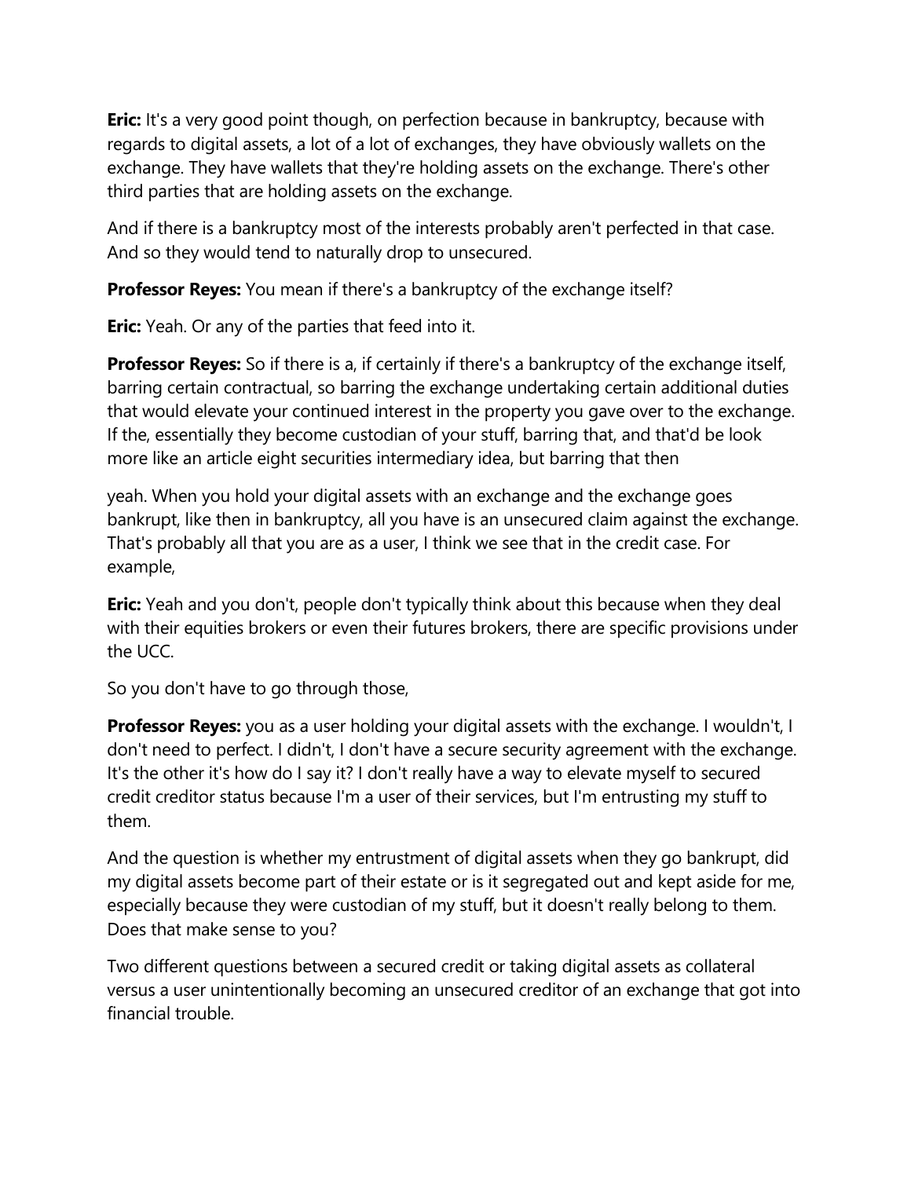**Eric:** It's a very good point though, on perfection because in bankruptcy, because with regards to digital assets, a lot of a lot of exchanges, they have obviously wallets on the exchange. They have wallets that they're holding assets on the exchange. There's other third parties that are holding assets on the exchange.

And if there is a bankruptcy most of the interests probably aren't perfected in that case. And so they would tend to naturally drop to unsecured.

**Professor Reyes:** You mean if there's a bankruptcy of the exchange itself?

**Eric:** Yeah. Or any of the parties that feed into it.

**Professor Reyes:** So if there is a, if certainly if there's a bankruptcy of the exchange itself, barring certain contractual, so barring the exchange undertaking certain additional duties that would elevate your continued interest in the property you gave over to the exchange. If the, essentially they become custodian of your stuff, barring that, and that'd be look more like an article eight securities intermediary idea, but barring that then

yeah. When you hold your digital assets with an exchange and the exchange goes bankrupt, like then in bankruptcy, all you have is an unsecured claim against the exchange. That's probably all that you are as a user, I think we see that in the credit case. For example,

**Eric:** Yeah and you don't, people don't typically think about this because when they deal with their equities brokers or even their futures brokers, there are specific provisions under the UCC.

So you don't have to go through those,

**Professor Reyes:** you as a user holding your digital assets with the exchange. I wouldn't, I don't need to perfect. I didn't, I don't have a secure security agreement with the exchange. It's the other it's how do I say it? I don't really have a way to elevate myself to secured credit creditor status because I'm a user of their services, but I'm entrusting my stuff to them.

And the question is whether my entrustment of digital assets when they go bankrupt, did my digital assets become part of their estate or is it segregated out and kept aside for me, especially because they were custodian of my stuff, but it doesn't really belong to them. Does that make sense to you?

Two different questions between a secured credit or taking digital assets as collateral versus a user unintentionally becoming an unsecured creditor of an exchange that got into financial trouble.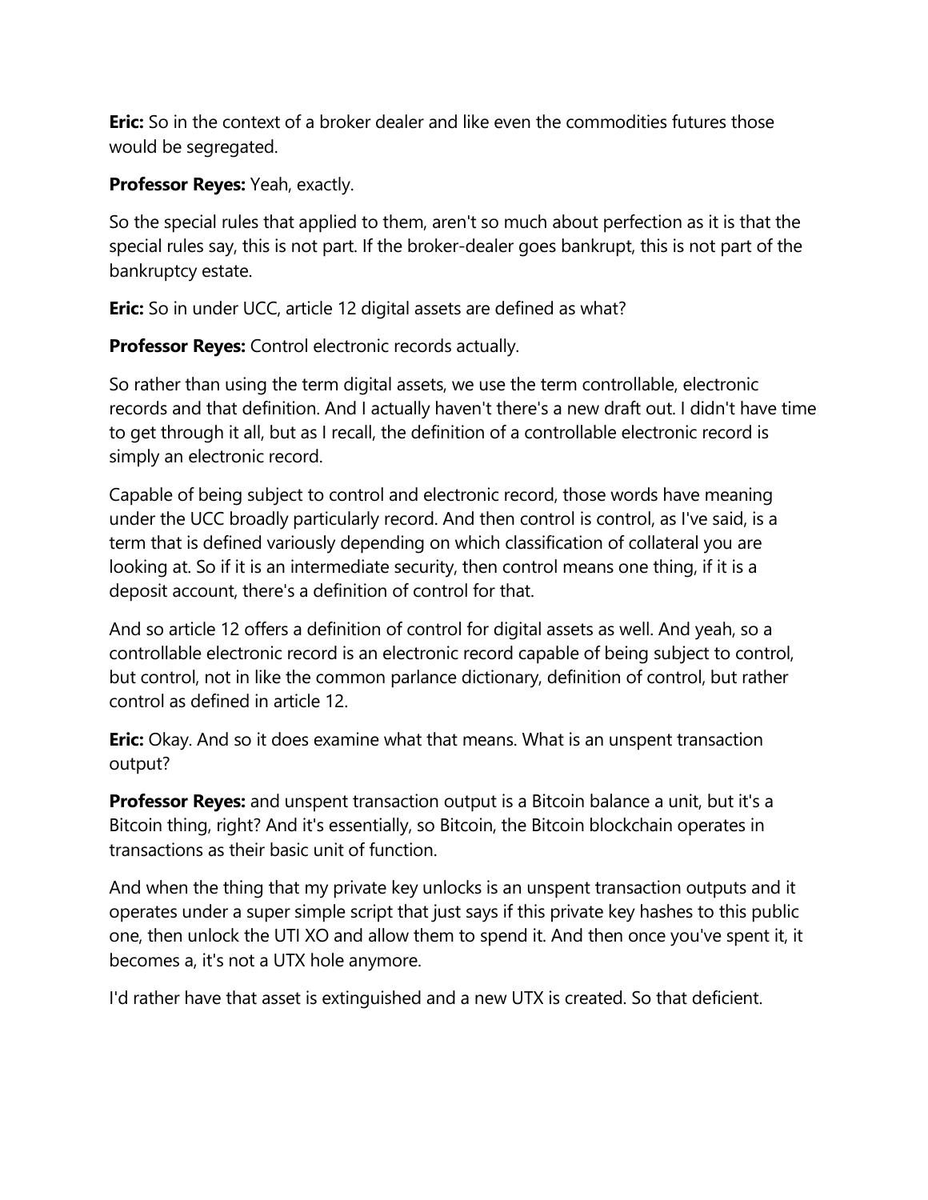**Eric:** So in the context of a broker dealer and like even the commodities futures those would be segregated.

**Professor Reyes:** Yeah, exactly.

So the special rules that applied to them, aren't so much about perfection as it is that the special rules say, this is not part. If the broker-dealer goes bankrupt, this is not part of the bankruptcy estate.

**Eric:** So in under UCC, article 12 digital assets are defined as what?

**Professor Reyes:** Control electronic records actually.

So rather than using the term digital assets, we use the term controllable, electronic records and that definition. And I actually haven't there's a new draft out. I didn't have time to get through it all, but as I recall, the definition of a controllable electronic record is simply an electronic record.

Capable of being subject to control and electronic record, those words have meaning under the UCC broadly particularly record. And then control is control, as I've said, is a term that is defined variously depending on which classification of collateral you are looking at. So if it is an intermediate security, then control means one thing, if it is a deposit account, there's a definition of control for that.

And so article 12 offers a definition of control for digital assets as well. And yeah, so a controllable electronic record is an electronic record capable of being subject to control, but control, not in like the common parlance dictionary, definition of control, but rather control as defined in article 12.

**Eric:** Okay. And so it does examine what that means. What is an unspent transaction output?

**Professor Reyes:** and unspent transaction output is a Bitcoin balance a unit, but it's a Bitcoin thing, right? And it's essentially, so Bitcoin, the Bitcoin blockchain operates in transactions as their basic unit of function.

And when the thing that my private key unlocks is an unspent transaction outputs and it operates under a super simple script that just says if this private key hashes to this public one, then unlock the UTI XO and allow them to spend it. And then once you've spent it, it becomes a, it's not a UTX hole anymore.

I'd rather have that asset is extinguished and a new UTX is created. So that deficient.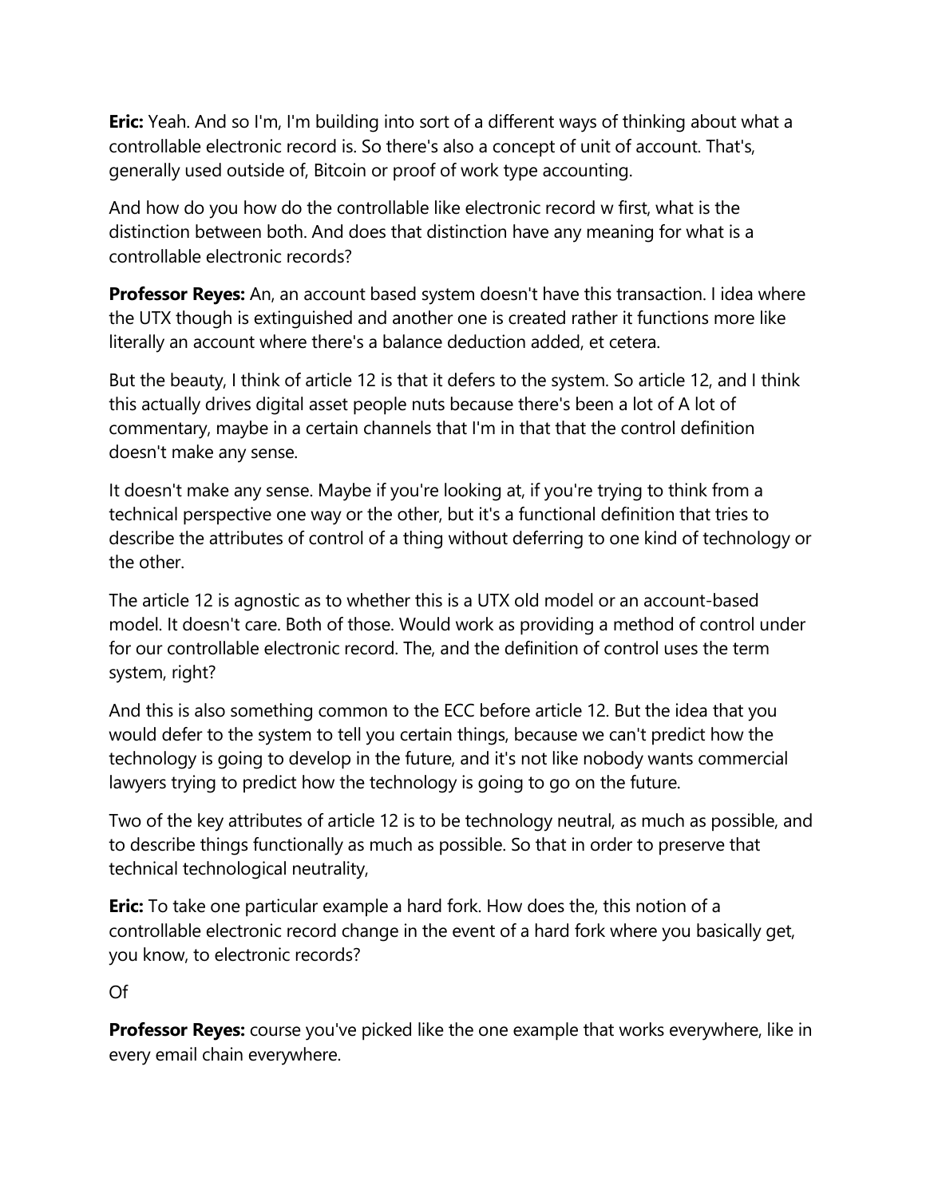**Eric:** Yeah. And so I'm, I'm building into sort of a different ways of thinking about what a controllable electronic record is. So there's also a concept of unit of account. That's, generally used outside of, Bitcoin or proof of work type accounting.

And how do you how do the controllable like electronic record w first, what is the distinction between both. And does that distinction have any meaning for what is a controllable electronic records?

**Professor Reyes:** An, an account based system doesn't have this transaction. I idea where the UTX though is extinguished and another one is created rather it functions more like literally an account where there's a balance deduction added, et cetera.

But the beauty, I think of article 12 is that it defers to the system. So article 12, and I think this actually drives digital asset people nuts because there's been a lot of A lot of commentary, maybe in a certain channels that I'm in that that the control definition doesn't make any sense.

It doesn't make any sense. Maybe if you're looking at, if you're trying to think from a technical perspective one way or the other, but it's a functional definition that tries to describe the attributes of control of a thing without deferring to one kind of technology or the other.

The article 12 is agnostic as to whether this is a UTX old model or an account-based model. It doesn't care. Both of those. Would work as providing a method of control under for our controllable electronic record. The, and the definition of control uses the term system, right?

And this is also something common to the ECC before article 12. But the idea that you would defer to the system to tell you certain things, because we can't predict how the technology is going to develop in the future, and it's not like nobody wants commercial lawyers trying to predict how the technology is going to go on the future.

Two of the key attributes of article 12 is to be technology neutral, as much as possible, and to describe things functionally as much as possible. So that in order to preserve that technical technological neutrality,

**Eric:** To take one particular example a hard fork. How does the, this notion of a controllable electronic record change in the event of a hard fork where you basically get, you know, to electronic records?

Of

**Professor Reyes:** course you've picked like the one example that works everywhere, like in every email chain everywhere.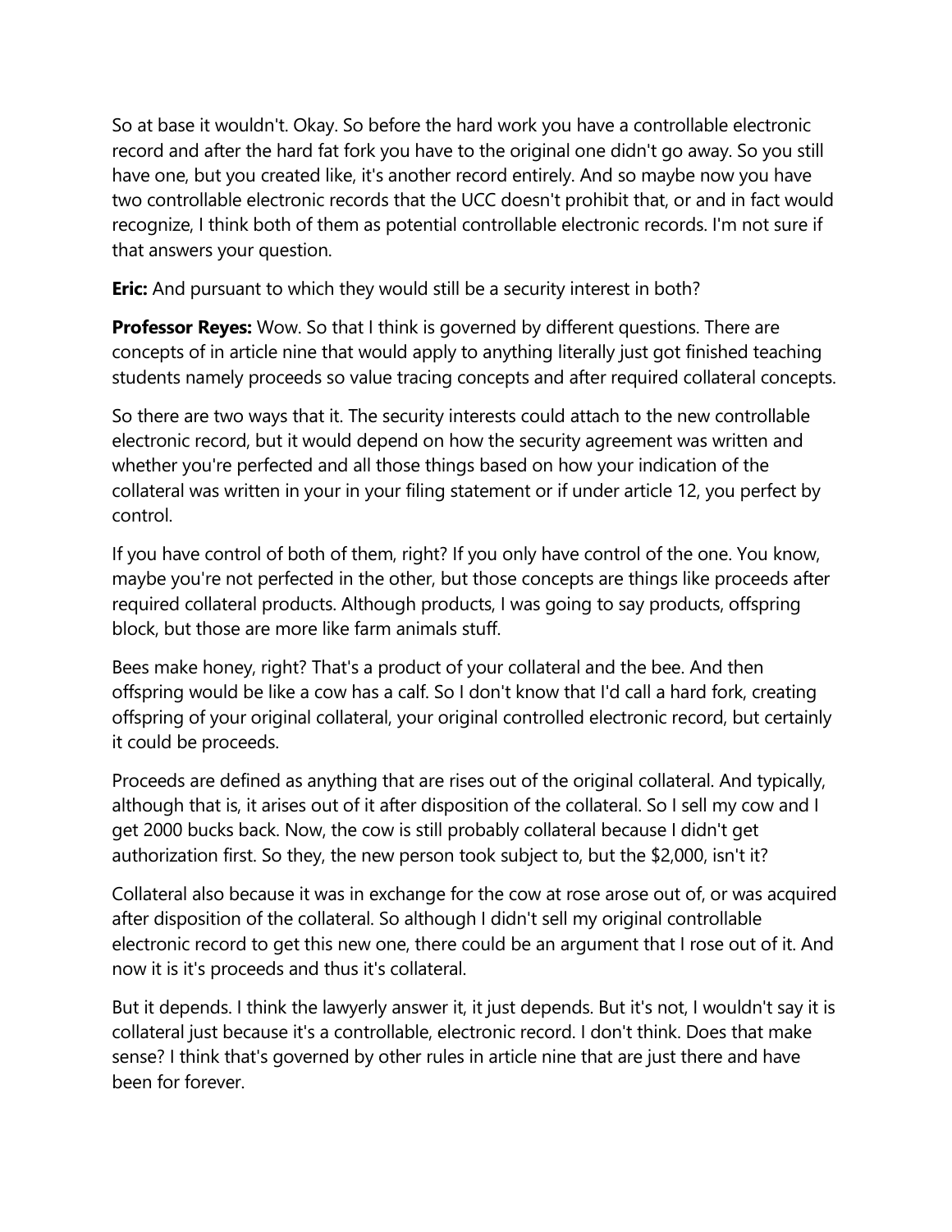So at base it wouldn't. Okay. So before the hard work you have a controllable electronic record and after the hard fat fork you have to the original one didn't go away. So you still have one, but you created like, it's another record entirely. And so maybe now you have two controllable electronic records that the UCC doesn't prohibit that, or and in fact would recognize, I think both of them as potential controllable electronic records. I'm not sure if that answers your question.

**Eric:** And pursuant to which they would still be a security interest in both?

**Professor Reyes:** Wow. So that I think is governed by different questions. There are concepts of in article nine that would apply to anything literally just got finished teaching students namely proceeds so value tracing concepts and after required collateral concepts.

So there are two ways that it. The security interests could attach to the new controllable electronic record, but it would depend on how the security agreement was written and whether you're perfected and all those things based on how your indication of the collateral was written in your in your filing statement or if under article 12, you perfect by control.

If you have control of both of them, right? If you only have control of the one. You know, maybe you're not perfected in the other, but those concepts are things like proceeds after required collateral products. Although products, I was going to say products, offspring block, but those are more like farm animals stuff.

Bees make honey, right? That's a product of your collateral and the bee. And then offspring would be like a cow has a calf. So I don't know that I'd call a hard fork, creating offspring of your original collateral, your original controlled electronic record, but certainly it could be proceeds.

Proceeds are defined as anything that are rises out of the original collateral. And typically, although that is, it arises out of it after disposition of the collateral. So I sell my cow and I get 2000 bucks back. Now, the cow is still probably collateral because I didn't get authorization first. So they, the new person took subject to, but the $2,000, isn't it?

Collateral also because it was in exchange for the cow at rose arose out of, or was acquired after disposition of the collateral. So although I didn't sell my original controllable electronic record to get this new one, there could be an argument that I rose out of it. And now it is it's proceeds and thus it's collateral.

But it depends. I think the lawyerly answer it, it just depends. But it's not, I wouldn't say it is collateral just because it's a controllable, electronic record. I don't think. Does that make sense? I think that's governed by other rules in article nine that are just there and have been for forever.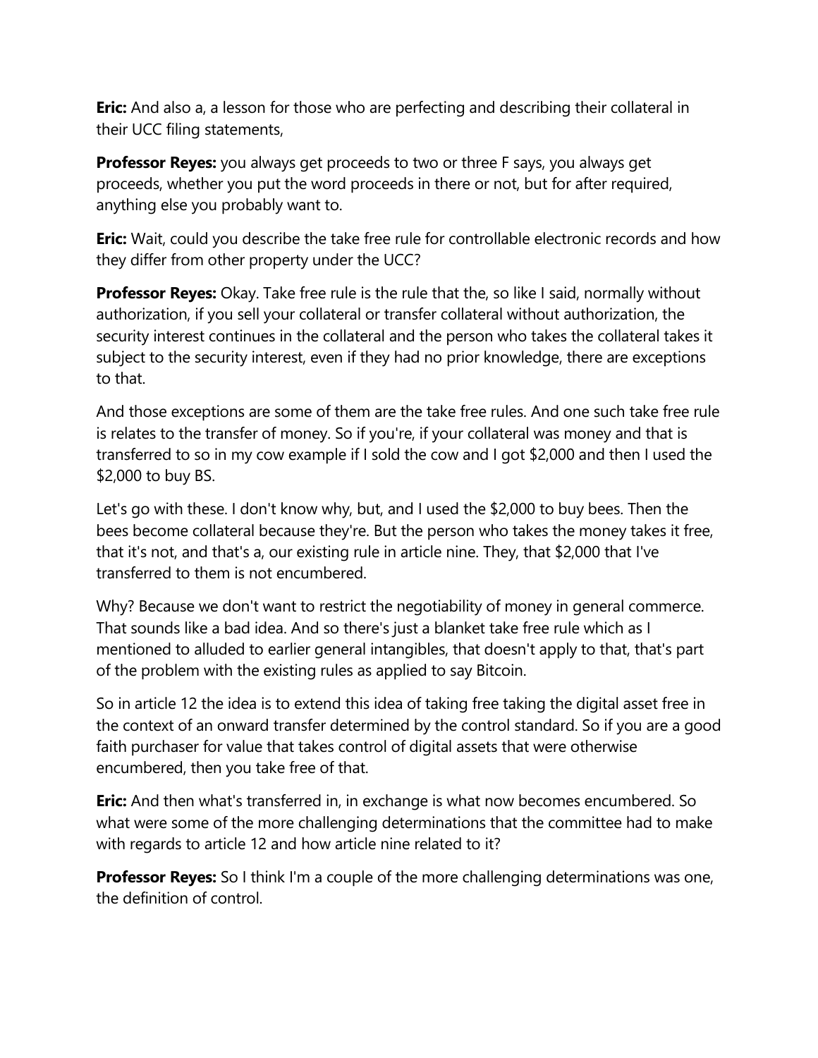**Eric:** And also a, a lesson for those who are perfecting and describing their collateral in their UCC filing statements,

**Professor Reyes:** you always get proceeds to two or three F says, you always get proceeds, whether you put the word proceeds in there or not, but for after required, anything else you probably want to.

**Eric:** Wait, could you describe the take free rule for controllable electronic records and how they differ from other property under the UCC?

**Professor Reyes:** Okay. Take free rule is the rule that the, so like I said, normally without authorization, if you sell your collateral or transfer collateral without authorization, the security interest continues in the collateral and the person who takes the collateral takes it subject to the security interest, even if they had no prior knowledge, there are exceptions to that.

And those exceptions are some of them are the take free rules. And one such take free rule is relates to the transfer of money. So if you're, if your collateral was money and that is transferred to so in my cow example if I sold the cow and I got $2,000 and then I used the $2,000 to buy BS.

Let's go with these. I don't know why, but, and I used the $2,000 to buy bees. Then the bees become collateral because they're. But the person who takes the money takes it free, that it's not, and that's a, our existing rule in article nine. They, that $2,000 that I've transferred to them is not encumbered.

Why? Because we don't want to restrict the negotiability of money in general commerce. That sounds like a bad idea. And so there's just a blanket take free rule which as I mentioned to alluded to earlier general intangibles, that doesn't apply to that, that's part of the problem with the existing rules as applied to say Bitcoin.

So in article 12 the idea is to extend this idea of taking free taking the digital asset free in the context of an onward transfer determined by the control standard. So if you are a good faith purchaser for value that takes control of digital assets that were otherwise encumbered, then you take free of that.

**Eric:** And then what's transferred in, in exchange is what now becomes encumbered. So what were some of the more challenging determinations that the committee had to make with regards to article 12 and how article nine related to it?

**Professor Reyes:** So I think I'm a couple of the more challenging determinations was one, the definition of control.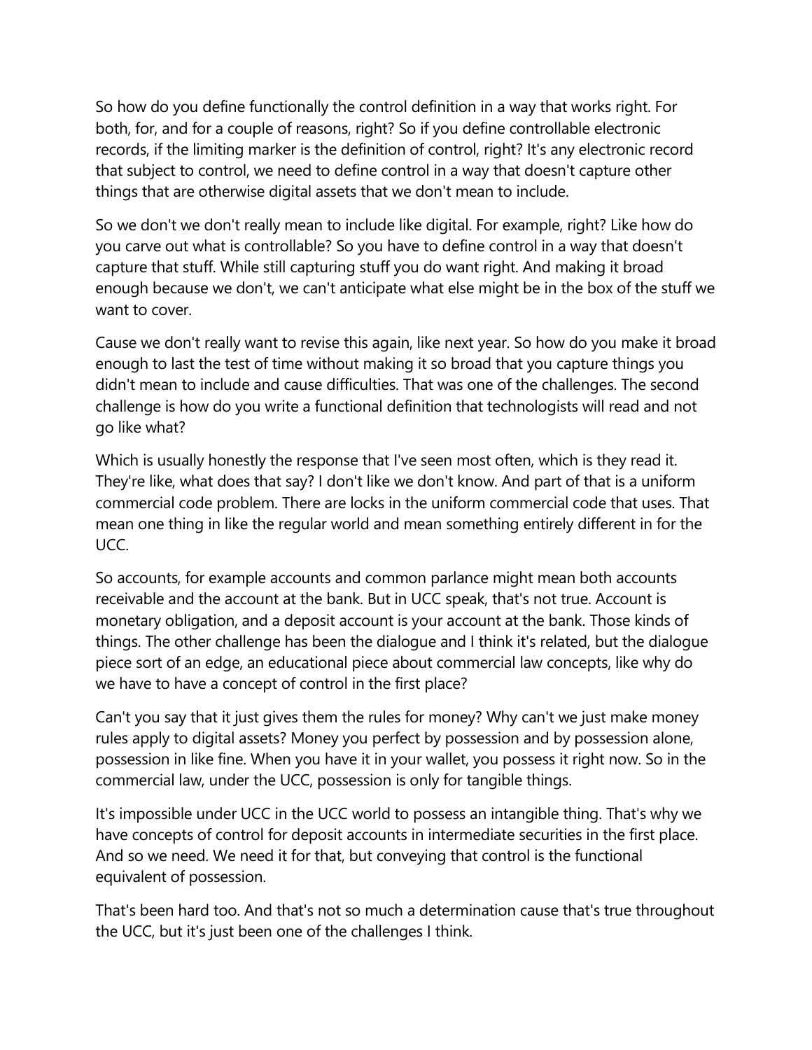So how do you define functionally the control definition in a way that works right. For both, for, and for a couple of reasons, right? So if you define controllable electronic records, if the limiting marker is the definition of control, right? It's any electronic record that subject to control, we need to define control in a way that doesn't capture other things that are otherwise digital assets that we don't mean to include.

So we don't we don't really mean to include like digital. For example, right? Like how do you carve out what is controllable? So you have to define control in a way that doesn't capture that stuff. While still capturing stuff you do want right. And making it broad enough because we don't, we can't anticipate what else might be in the box of the stuff we want to cover.

Cause we don't really want to revise this again, like next year. So how do you make it broad enough to last the test of time without making it so broad that you capture things you didn't mean to include and cause difficulties. That was one of the challenges. The second challenge is how do you write a functional definition that technologists will read and not go like what?

Which is usually honestly the response that I've seen most often, which is they read it. They're like, what does that say? I don't like we don't know. And part of that is a uniform commercial code problem. There are locks in the uniform commercial code that uses. That mean one thing in like the regular world and mean something entirely different in for the UCC.

So accounts, for example accounts and common parlance might mean both accounts receivable and the account at the bank. But in UCC speak, that's not true. Account is monetary obligation, and a deposit account is your account at the bank. Those kinds of things. The other challenge has been the dialogue and I think it's related, but the dialogue piece sort of an edge, an educational piece about commercial law concepts, like why do we have to have a concept of control in the first place?

Can't you say that it just gives them the rules for money? Why can't we just make money rules apply to digital assets? Money you perfect by possession and by possession alone, possession in like fine. When you have it in your wallet, you possess it right now. So in the commercial law, under the UCC, possession is only for tangible things.

It's impossible under UCC in the UCC world to possess an intangible thing. That's why we have concepts of control for deposit accounts in intermediate securities in the first place. And so we need. We need it for that, but conveying that control is the functional equivalent of possession.

That's been hard too. And that's not so much a determination cause that's true throughout the UCC, but it's just been one of the challenges I think.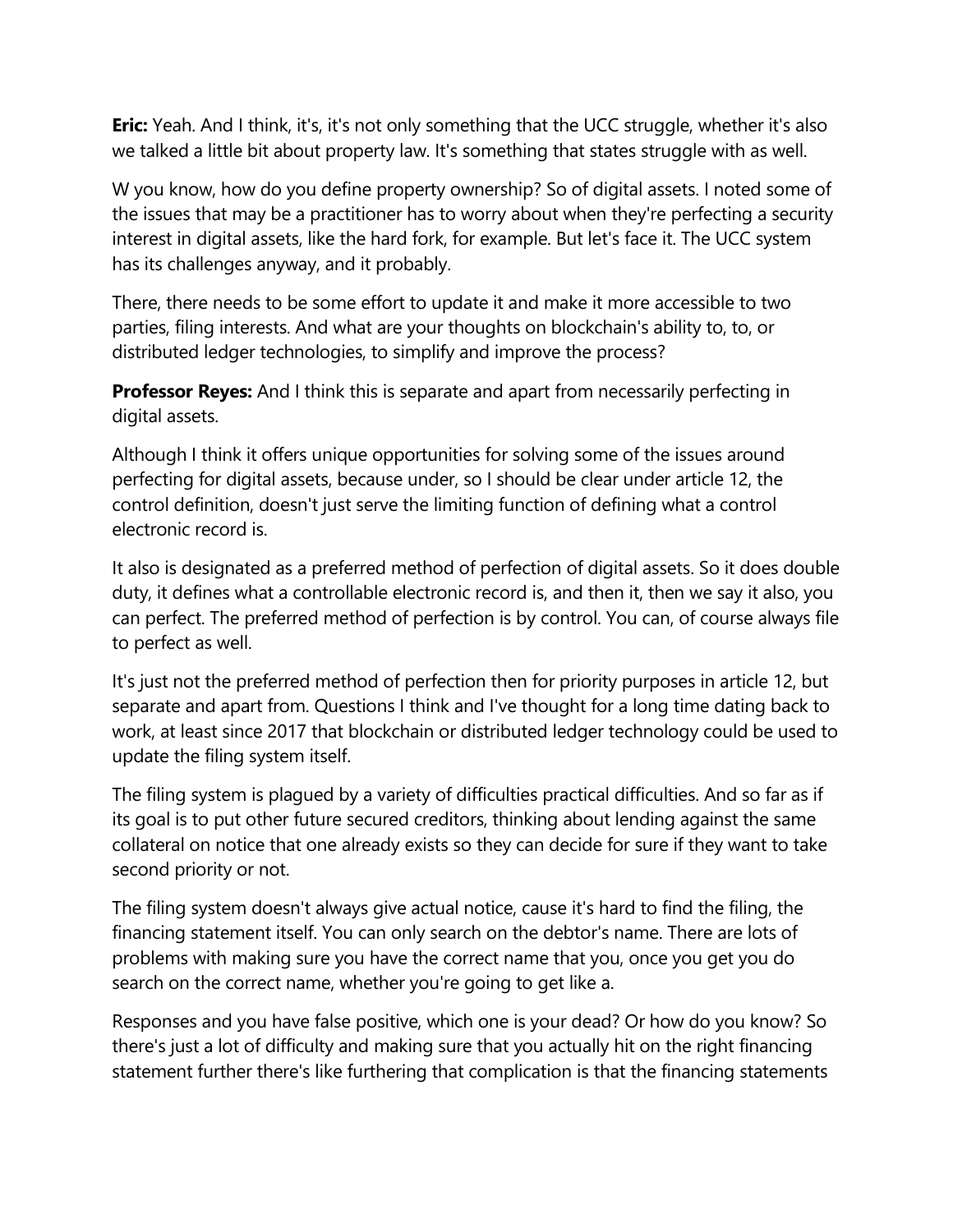**Eric:** Yeah. And I think, it's, it's not only something that the UCC struggle, whether it's also we talked a little bit about property law. It's something that states struggle with as well.

W you know, how do you define property ownership? So of digital assets. I noted some of the issues that may be a practitioner has to worry about when they're perfecting a security interest in digital assets, like the hard fork, for example. But let's face it. The UCC system has its challenges anyway, and it probably.

There, there needs to be some effort to update it and make it more accessible to two parties, filing interests. And what are your thoughts on blockchain's ability to, to, or distributed ledger technologies, to simplify and improve the process?

**Professor Reyes:** And I think this is separate and apart from necessarily perfecting in digital assets.

Although I think it offers unique opportunities for solving some of the issues around perfecting for digital assets, because under, so I should be clear under article 12, the control definition, doesn't just serve the limiting function of defining what a control electronic record is.

It also is designated as a preferred method of perfection of digital assets. So it does double duty, it defines what a controllable electronic record is, and then it, then we say it also, you can perfect. The preferred method of perfection is by control. You can, of course always file to perfect as well.

It's just not the preferred method of perfection then for priority purposes in article 12, but separate and apart from. Questions I think and I've thought for a long time dating back to work, at least since 2017 that blockchain or distributed ledger technology could be used to update the filing system itself.

The filing system is plagued by a variety of difficulties practical difficulties. And so far as if its goal is to put other future secured creditors, thinking about lending against the same collateral on notice that one already exists so they can decide for sure if they want to take second priority or not.

The filing system doesn't always give actual notice, cause it's hard to find the filing, the financing statement itself. You can only search on the debtor's name. There are lots of problems with making sure you have the correct name that you, once you get you do search on the correct name, whether you're going to get like a.

Responses and you have false positive, which one is your dead? Or how do you know? So there's just a lot of difficulty and making sure that you actually hit on the right financing statement further there's like furthering that complication is that the financing statements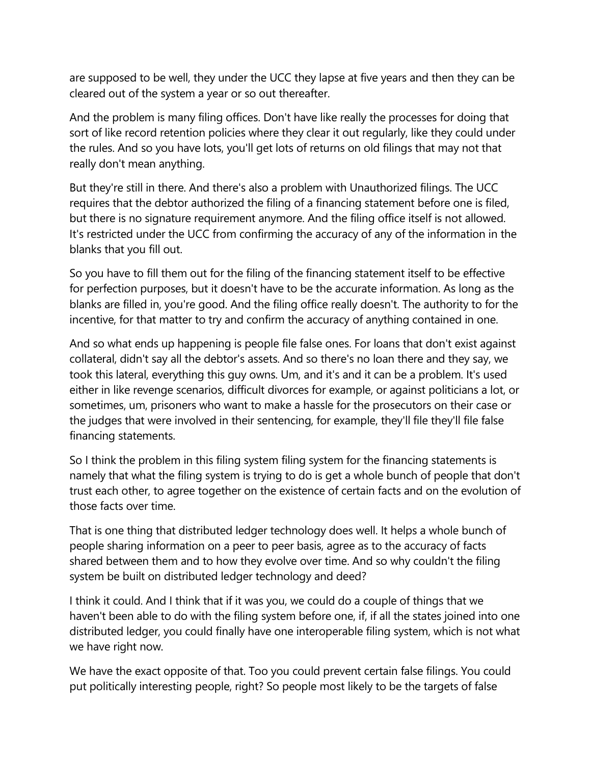are supposed to be well, they under the UCC they lapse at five years and then they can be cleared out of the system a year or so out thereafter.

And the problem is many filing offices. Don't have like really the processes for doing that sort of like record retention policies where they clear it out regularly, like they could under the rules. And so you have lots, you'll get lots of returns on old filings that may not that really don't mean anything.

But they're still in there. And there's also a problem with Unauthorized filings. The UCC requires that the debtor authorized the filing of a financing statement before one is filed, but there is no signature requirement anymore. And the filing office itself is not allowed. It's restricted under the UCC from confirming the accuracy of any of the information in the blanks that you fill out.

So you have to fill them out for the filing of the financing statement itself to be effective for perfection purposes, but it doesn't have to be the accurate information. As long as the blanks are filled in, you're good. And the filing office really doesn't. The authority to for the incentive, for that matter to try and confirm the accuracy of anything contained in one.

And so what ends up happening is people file false ones. For loans that don't exist against collateral, didn't say all the debtor's assets. And so there's no loan there and they say, we took this lateral, everything this guy owns. Um, and it's and it can be a problem. It's used either in like revenge scenarios, difficult divorces for example, or against politicians a lot, or sometimes, um, prisoners who want to make a hassle for the prosecutors on their case or the judges that were involved in their sentencing, for example, they'll file they'll file false financing statements.

So I think the problem in this filing system filing system for the financing statements is namely that what the filing system is trying to do is get a whole bunch of people that don't trust each other, to agree together on the existence of certain facts and on the evolution of those facts over time.

That is one thing that distributed ledger technology does well. It helps a whole bunch of people sharing information on a peer to peer basis, agree as to the accuracy of facts shared between them and to how they evolve over time. And so why couldn't the filing system be built on distributed ledger technology and deed?

I think it could. And I think that if it was you, we could do a couple of things that we haven't been able to do with the filing system before one, if, if all the states joined into one distributed ledger, you could finally have one interoperable filing system, which is not what we have right now.

We have the exact opposite of that. Too you could prevent certain false filings. You could put politically interesting people, right? So people most likely to be the targets of false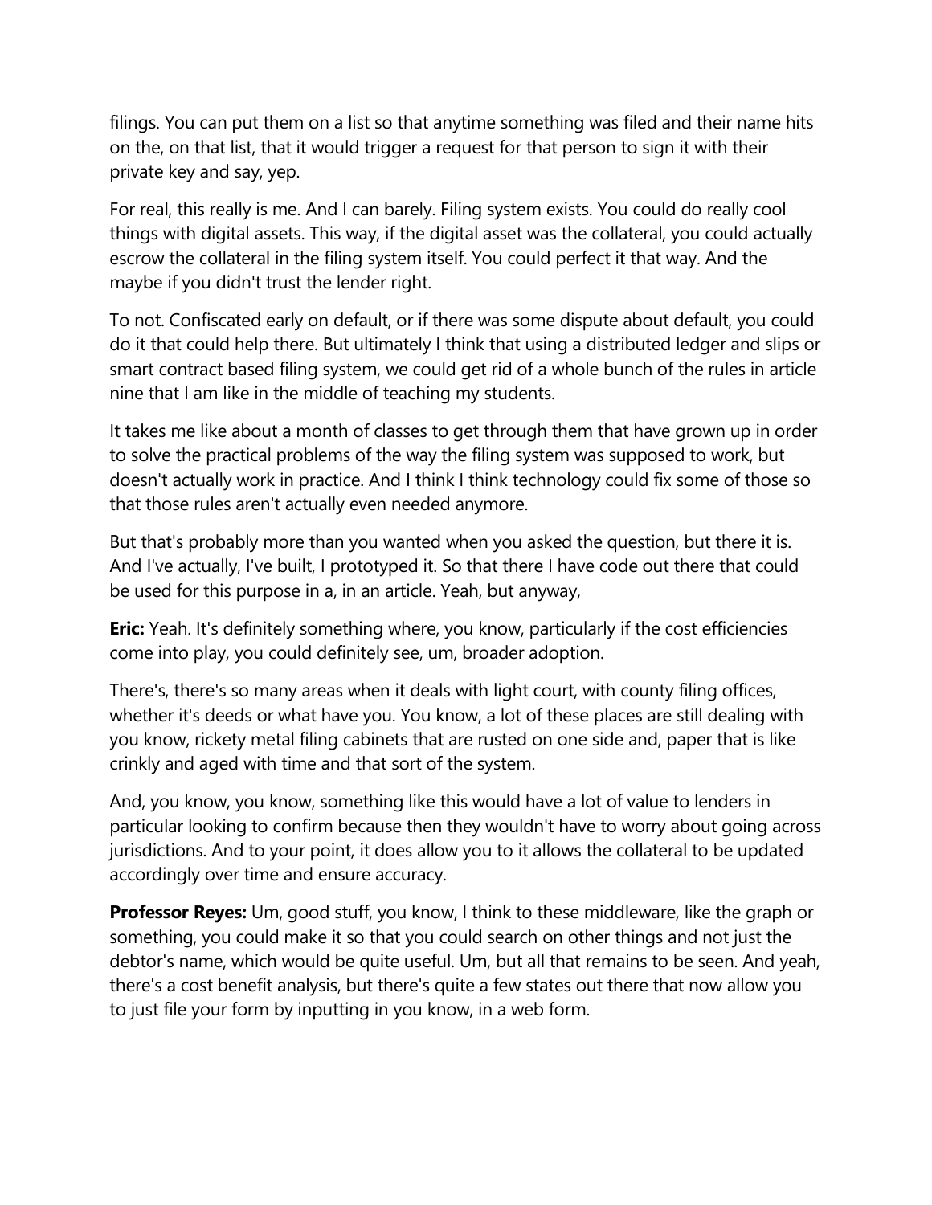filings. You can put them on a list so that anytime something was filed and their name hits on the, on that list, that it would trigger a request for that person to sign it with their private key and say, yep.

For real, this really is me. And I can barely. Filing system exists. You could do really cool things with digital assets. This way, if the digital asset was the collateral, you could actually escrow the collateral in the filing system itself. You could perfect it that way. And the maybe if you didn't trust the lender right.

To not. Confiscated early on default, or if there was some dispute about default, you could do it that could help there. But ultimately I think that using a distributed ledger and slips or smart contract based filing system, we could get rid of a whole bunch of the rules in article nine that I am like in the middle of teaching my students.

It takes me like about a month of classes to get through them that have grown up in order to solve the practical problems of the way the filing system was supposed to work, but doesn't actually work in practice. And I think I think technology could fix some of those so that those rules aren't actually even needed anymore.

But that's probably more than you wanted when you asked the question, but there it is. And I've actually, I've built, I prototyped it. So that there I have code out there that could be used for this purpose in a, in an article. Yeah, but anyway,

**Eric:** Yeah. It's definitely something where, you know, particularly if the cost efficiencies come into play, you could definitely see, um, broader adoption.

There's, there's so many areas when it deals with light court, with county filing offices, whether it's deeds or what have you. You know, a lot of these places are still dealing with you know, rickety metal filing cabinets that are rusted on one side and, paper that is like crinkly and aged with time and that sort of the system.

And, you know, you know, something like this would have a lot of value to lenders in particular looking to confirm because then they wouldn't have to worry about going across jurisdictions. And to your point, it does allow you to it allows the collateral to be updated accordingly over time and ensure accuracy.

**Professor Reyes:** Um, good stuff, you know, I think to these middleware, like the graph or something, you could make it so that you could search on other things and not just the debtor's name, which would be quite useful. Um, but all that remains to be seen. And yeah, there's a cost benefit analysis, but there's quite a few states out there that now allow you to just file your form by inputting in you know, in a web form.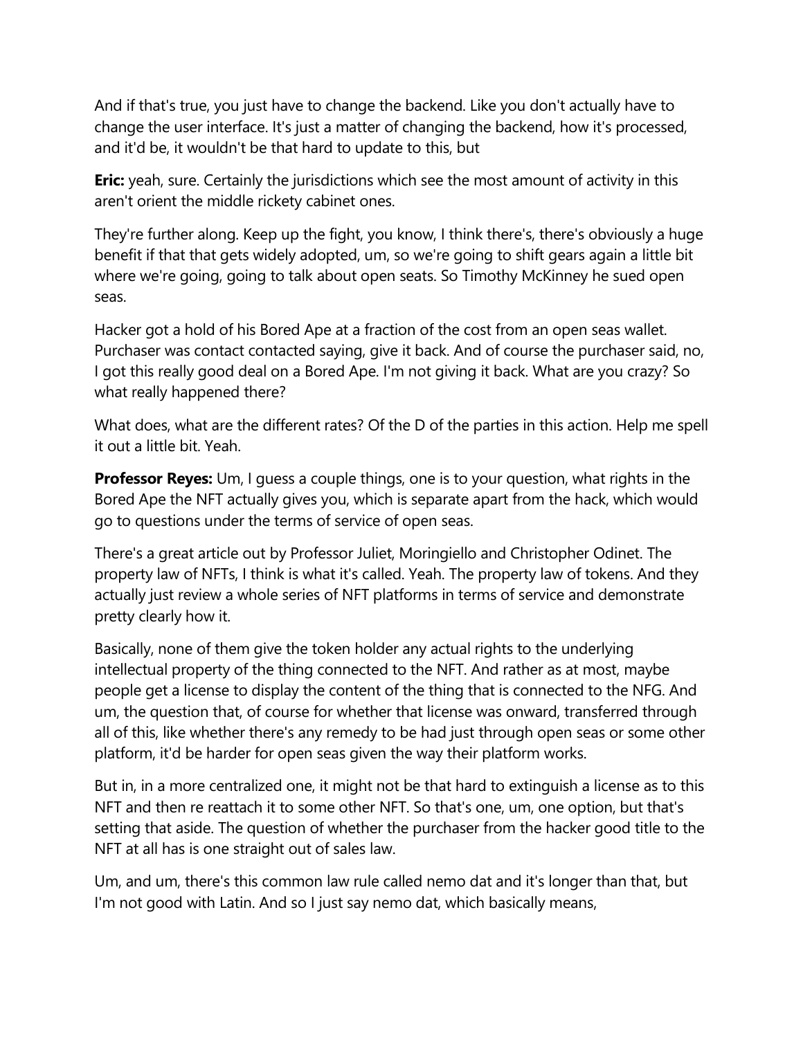And if that's true, you just have to change the backend. Like you don't actually have to change the user interface. It's just a matter of changing the backend, how it's processed, and it'd be, it wouldn't be that hard to update to this, but

**Eric:** yeah, sure. Certainly the jurisdictions which see the most amount of activity in this aren't orient the middle rickety cabinet ones.

They're further along. Keep up the fight, you know, I think there's, there's obviously a huge benefit if that that gets widely adopted, um, so we're going to shift gears again a little bit where we're going, going to talk about open seats. So Timothy McKinney he sued open seas.

Hacker got a hold of his Bored Ape at a fraction of the cost from an open seas wallet. Purchaser was contact contacted saying, give it back. And of course the purchaser said, no, I got this really good deal on a Bored Ape. I'm not giving it back. What are you crazy? So what really happened there?

What does, what are the different rates? Of the D of the parties in this action. Help me spell it out a little bit. Yeah.

**Professor Reyes:** Um, I guess a couple things, one is to your question, what rights in the Bored Ape the NFT actually gives you, which is separate apart from the hack, which would go to questions under the terms of service of open seas.

There's a great article out by Professor Juliet, Moringiello and Christopher Odinet. The property law of NFTs, I think is what it's called. Yeah. The property law of tokens. And they actually just review a whole series of NFT platforms in terms of service and demonstrate pretty clearly how it.

Basically, none of them give the token holder any actual rights to the underlying intellectual property of the thing connected to the NFT. And rather as at most, maybe people get a license to display the content of the thing that is connected to the NFG. And um, the question that, of course for whether that license was onward, transferred through all of this, like whether there's any remedy to be had just through open seas or some other platform, it'd be harder for open seas given the way their platform works.

But in, in a more centralized one, it might not be that hard to extinguish a license as to this NFT and then re reattach it to some other NFT. So that's one, um, one option, but that's setting that aside. The question of whether the purchaser from the hacker good title to the NFT at all has is one straight out of sales law.

Um, and um, there's this common law rule called nemo dat and it's longer than that, but I'm not good with Latin. And so I just say nemo dat, which basically means,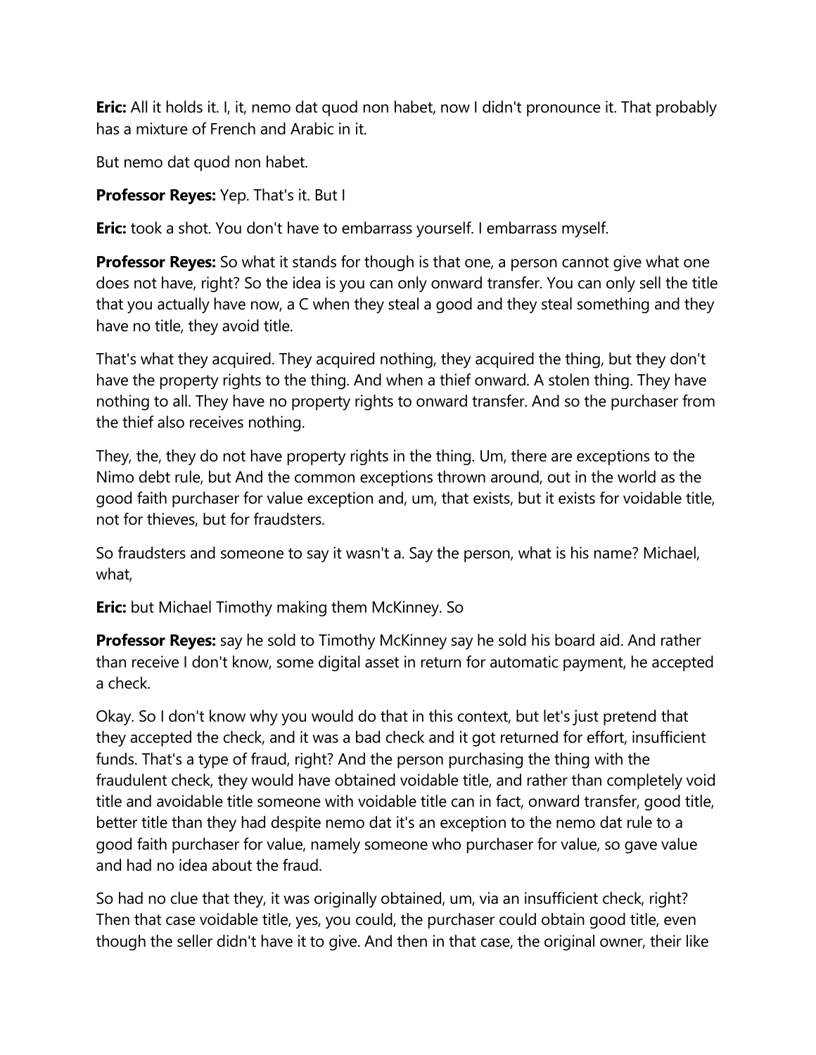**Eric:** All it holds it. I, it, nemo dat quod non habet, now I didn't pronounce it. That probably has a mixture of French and Arabic in it.

But nemo dat quod non habet.

**Professor Reyes:** Yep. That's it. But I

**Eric:** took a shot. You don't have to embarrass yourself. I embarrass myself.

**Professor Reyes:** So what it stands for though is that one, a person cannot give what one does not have, right? So the idea is you can only onward transfer. You can only sell the title that you actually have now, a C when they steal a good and they steal something and they have no title, they avoid title.

That's what they acquired. They acquired nothing, they acquired the thing, but they don't have the property rights to the thing. And when a thief onward. A stolen thing. They have nothing to all. They have no property rights to onward transfer. And so the purchaser from the thief also receives nothing.

They, the, they do not have property rights in the thing. Um, there are exceptions to the Nimo debt rule, but And the common exceptions thrown around, out in the world as the good faith purchaser for value exception and, um, that exists, but it exists for voidable title, not for thieves, but for fraudsters.

So fraudsters and someone to say it wasn't a. Say the person, what is his name? Michael, what,

**Eric:** but Michael Timothy making them McKinney. So

**Professor Reyes:** say he sold to Timothy McKinney say he sold his board aid. And rather than receive I don't know, some digital asset in return for automatic payment, he accepted a check.

Okay. So I don't know why you would do that in this context, but let's just pretend that they accepted the check, and it was a bad check and it got returned for effort, insufficient funds. That's a type of fraud, right? And the person purchasing the thing with the fraudulent check, they would have obtained voidable title, and rather than completely void title and avoidable title someone with voidable title can in fact, onward transfer, good title, better title than they had despite nemo dat it's an exception to the nemo dat rule to a good faith purchaser for value, namely someone who purchaser for value, so gave value and had no idea about the fraud.

So had no clue that they, it was originally obtained, um, via an insufficient check, right? Then that case voidable title, yes, you could, the purchaser could obtain good title, even though the seller didn't have it to give. And then in that case, the original owner, their like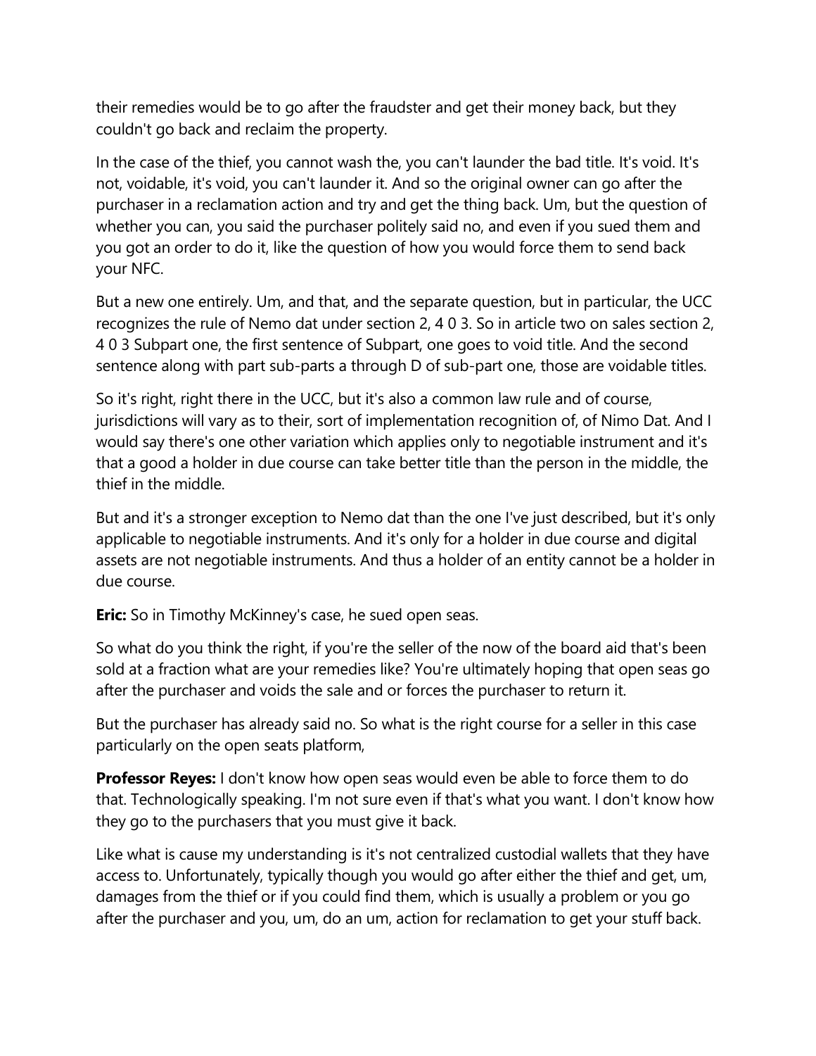their remedies would be to go after the fraudster and get their money back, but they couldn't go back and reclaim the property.

In the case of the thief, you cannot wash the, you can't launder the bad title. It's void. It's not, voidable, it's void, you can't launder it. And so the original owner can go after the purchaser in a reclamation action and try and get the thing back. Um, but the question of whether you can, you said the purchaser politely said no, and even if you sued them and you got an order to do it, like the question of how you would force them to send back your NFC.

But a new one entirely. Um, and that, and the separate question, but in particular, the UCC recognizes the rule of Nemo dat under section 2, 4 0 3. So in article two on sales section 2, 4 0 3 Subpart one, the first sentence of Subpart, one goes to void title. And the second sentence along with part sub-parts a through D of sub-part one, those are voidable titles.

So it's right, right there in the UCC, but it's also a common law rule and of course, jurisdictions will vary as to their, sort of implementation recognition of, of Nimo Dat. And I would say there's one other variation which applies only to negotiable instrument and it's that a good a holder in due course can take better title than the person in the middle, the thief in the middle.

But and it's a stronger exception to Nemo dat than the one I've just described, but it's only applicable to negotiable instruments. And it's only for a holder in due course and digital assets are not negotiable instruments. And thus a holder of an entity cannot be a holder in due course.

**Eric:** So in Timothy McKinney's case, he sued open seas.

So what do you think the right, if you're the seller of the now of the board aid that's been sold at a fraction what are your remedies like? You're ultimately hoping that open seas go after the purchaser and voids the sale and or forces the purchaser to return it.

But the purchaser has already said no. So what is the right course for a seller in this case particularly on the open seats platform,

**Professor Reyes:** I don't know how open seas would even be able to force them to do that. Technologically speaking. I'm not sure even if that's what you want. I don't know how they go to the purchasers that you must give it back.

Like what is cause my understanding is it's not centralized custodial wallets that they have access to. Unfortunately, typically though you would go after either the thief and get, um, damages from the thief or if you could find them, which is usually a problem or you go after the purchaser and you, um, do an um, action for reclamation to get your stuff back.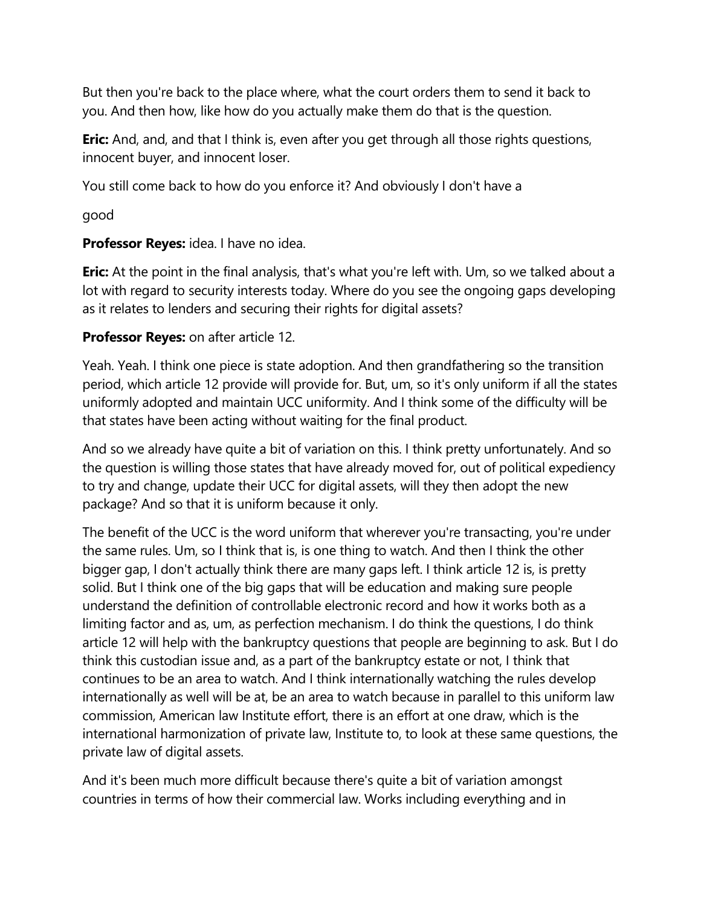But then you're back to the place where, what the court orders them to send it back to you. And then how, like how do you actually make them do that is the question.

**Eric:** And, and, and that I think is, even after you get through all those rights questions, innocent buyer, and innocent loser.

You still come back to how do you enforce it? And obviously I don't have a

good

**Professor Reyes:** idea. I have no idea.

**Eric:** At the point in the final analysis, that's what you're left with. Um, so we talked about a lot with regard to security interests today. Where do you see the ongoing gaps developing as it relates to lenders and securing their rights for digital assets?

**Professor Reyes:** on after article 12.

Yeah. Yeah. I think one piece is state adoption. And then grandfathering so the transition period, which article 12 provide will provide for. But, um, so it's only uniform if all the states uniformly adopted and maintain UCC uniformity. And I think some of the difficulty will be that states have been acting without waiting for the final product.

And so we already have quite a bit of variation on this. I think pretty unfortunately. And so the question is willing those states that have already moved for, out of political expediency to try and change, update their UCC for digital assets, will they then adopt the new package? And so that it is uniform because it only.

The benefit of the UCC is the word uniform that wherever you're transacting, you're under the same rules. Um, so I think that is, is one thing to watch. And then I think the other bigger gap, I don't actually think there are many gaps left. I think article 12 is, is pretty solid. But I think one of the big gaps that will be education and making sure people understand the definition of controllable electronic record and how it works both as a limiting factor and as, um, as perfection mechanism. I do think the questions, I do think article 12 will help with the bankruptcy questions that people are beginning to ask. But I do think this custodian issue and, as a part of the bankruptcy estate or not, I think that continues to be an area to watch. And I think internationally watching the rules develop internationally as well will be at, be an area to watch because in parallel to this uniform law commission, American law Institute effort, there is an effort at one draw, which is the international harmonization of private law, Institute to, to look at these same questions, the private law of digital assets.

And it's been much more difficult because there's quite a bit of variation amongst countries in terms of how their commercial law. Works including everything and in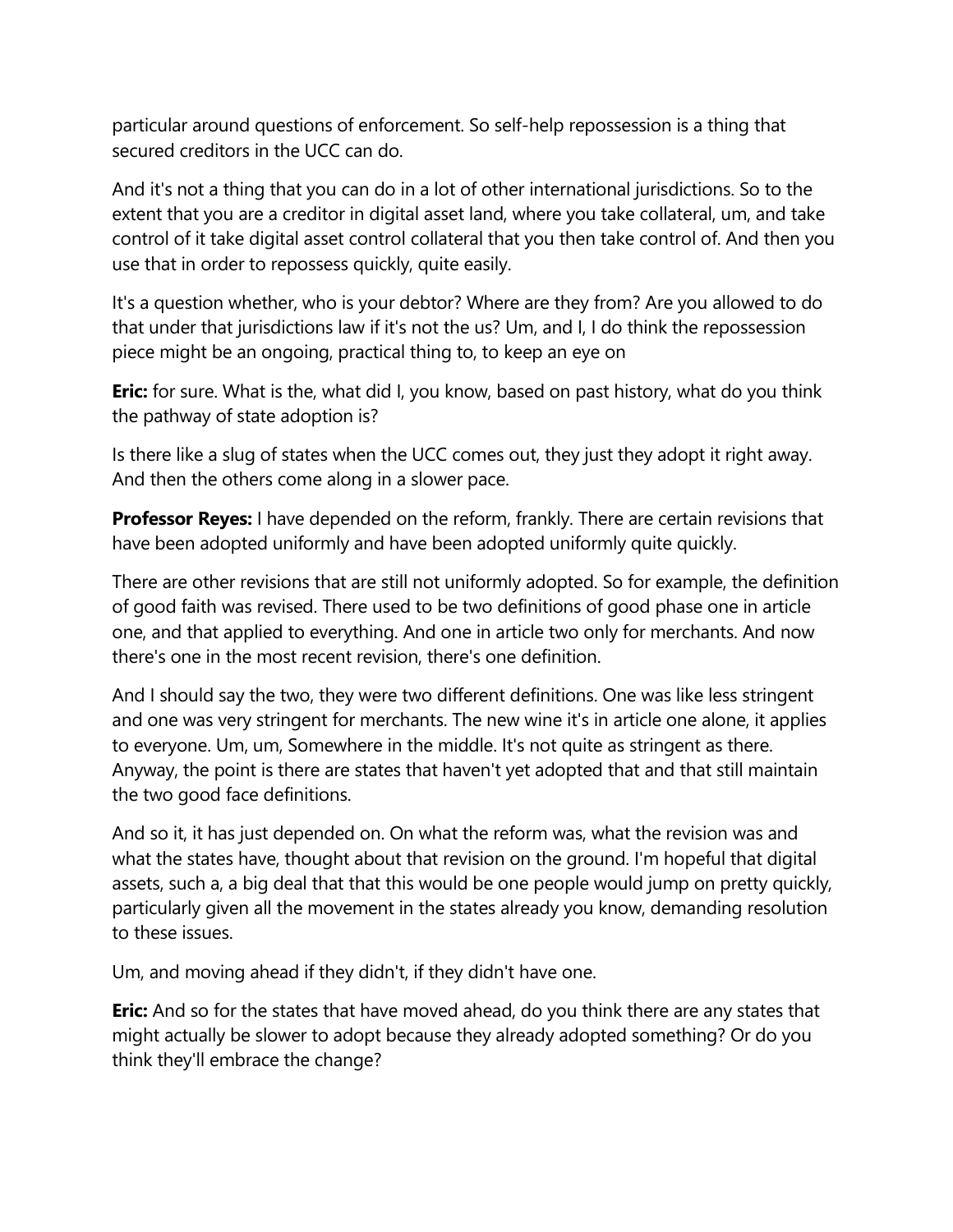particular around questions of enforcement. So self-help repossession is a thing that secured creditors in the UCC can do.

And it's not a thing that you can do in a lot of other international jurisdictions. So to the extent that you are a creditor in digital asset land, where you take collateral, um, and take control of it take digital asset control collateral that you then take control of. And then you use that in order to repossess quickly, quite easily.

It's a question whether, who is your debtor? Where are they from? Are you allowed to do that under that jurisdictions law if it's not the us? Um, and I, I do think the repossession piece might be an ongoing, practical thing to, to keep an eye on

**Eric:** for sure. What is the, what did I, you know, based on past history, what do you think the pathway of state adoption is?

Is there like a slug of states when the UCC comes out, they just they adopt it right away. And then the others come along in a slower pace.

**Professor Reyes:** I have depended on the reform, frankly. There are certain revisions that have been adopted uniformly and have been adopted uniformly quite quickly.

There are other revisions that are still not uniformly adopted. So for example, the definition of good faith was revised. There used to be two definitions of good phase one in article one, and that applied to everything. And one in article two only for merchants. And now there's one in the most recent revision, there's one definition.

And I should say the two, they were two different definitions. One was like less stringent and one was very stringent for merchants. The new wine it's in article one alone, it applies to everyone. Um, um, Somewhere in the middle. It's not quite as stringent as there. Anyway, the point is there are states that haven't yet adopted that and that still maintain the two good face definitions.

And so it, it has just depended on. On what the reform was, what the revision was and what the states have, thought about that revision on the ground. I'm hopeful that digital assets, such a, a big deal that that this would be one people would jump on pretty quickly, particularly given all the movement in the states already you know, demanding resolution to these issues.

Um, and moving ahead if they didn't, if they didn't have one.

**Eric:** And so for the states that have moved ahead, do you think there are any states that might actually be slower to adopt because they already adopted something? Or do you think they'll embrace the change?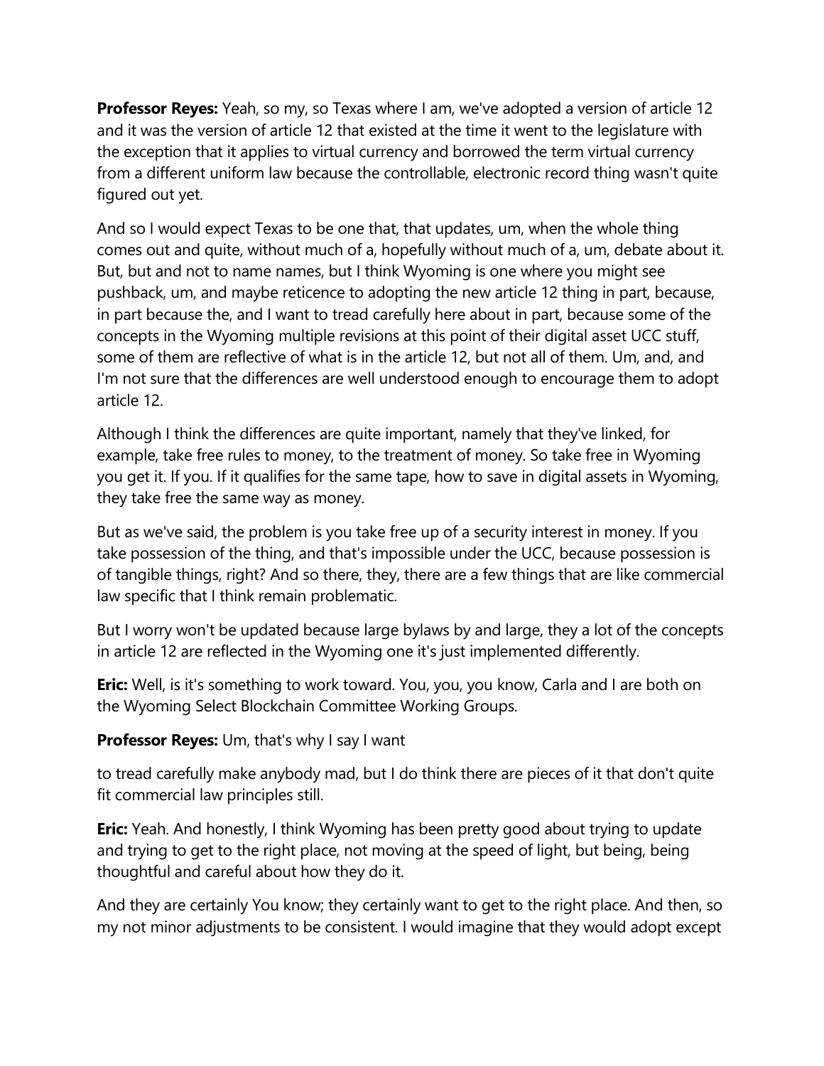**Professor Reyes:** Yeah, so my, so Texas where I am, we've adopted a version of article 12 and it was the version of article 12 that existed at the time it went to the legislature with the exception that it applies to virtual currency and borrowed the term virtual currency from a different uniform law because the controllable, electronic record thing wasn't quite figured out yet.

And so I would expect Texas to be one that, that updates, um, when the whole thing comes out and quite, without much of a, hopefully without much of a, um, debate about it. But, but and not to name names, but I think Wyoming is one where you might see pushback, um, and maybe reticence to adopting the new article 12 thing in part, because, in part because the, and I want to tread carefully here about in part, because some of the concepts in the Wyoming multiple revisions at this point of their digital asset UCC stuff, some of them are reflective of what is in the article 12, but not all of them. Um, and, and I'm not sure that the differences are well understood enough to encourage them to adopt article 12.

Although I think the differences are quite important, namely that they've linked, for example, take free rules to money, to the treatment of money. So take free in Wyoming you get it. If you. If it qualifies for the same tape, how to save in digital assets in Wyoming, they take free the same way as money.

But as we've said, the problem is you take free up of a security interest in money. If you take possession of the thing, and that's impossible under the UCC, because possession is of tangible things, right? And so there, they, there are a few things that are like commercial law specific that I think remain problematic.

But I worry won't be updated because large bylaws by and large, they a lot of the concepts in article 12 are reflected in the Wyoming one it's just implemented differently.

**Eric:** Well, is it's something to work toward. You, you, you know, Carla and I are both on the Wyoming Select Blockchain Committee Working Groups.

**Professor Reyes:** Um, that's why I say I want

to tread carefully make anybody mad, but I do think there are pieces of it that don't quite fit commercial law principles still.

**Eric:** Yeah. And honestly, I think Wyoming has been pretty good about trying to update and trying to get to the right place, not moving at the speed of light, but being, being thoughtful and careful about how they do it.

And they are certainly You know; they certainly want to get to the right place. And then, so my not minor adjustments to be consistent. I would imagine that they would adopt except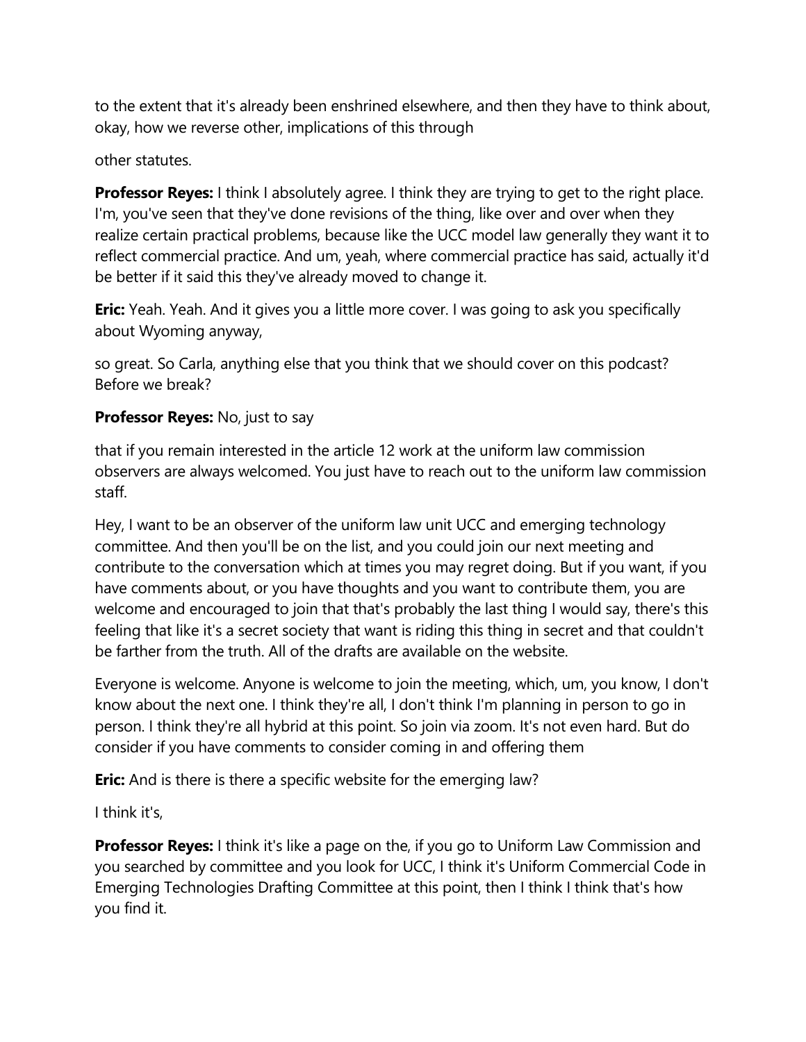to the extent that it's already been enshrined elsewhere, and then they have to think about, okay, how we reverse other, implications of this through

other statutes.

**Professor Reyes:** I think I absolutely agree. I think they are trying to get to the right place. I'm, you've seen that they've done revisions of the thing, like over and over when they realize certain practical problems, because like the UCC model law generally they want it to reflect commercial practice. And um, yeah, where commercial practice has said, actually it'd be better if it said this they've already moved to change it.

**Eric:** Yeah. Yeah. And it gives you a little more cover. I was going to ask you specifically about Wyoming anyway,

so great. So Carla, anything else that you think that we should cover on this podcast? Before we break?

**Professor Reyes:** No, just to say

that if you remain interested in the article 12 work at the uniform law commission observers are always welcomed. You just have to reach out to the uniform law commission staff.

Hey, I want to be an observer of the uniform law unit UCC and emerging technology committee. And then you'll be on the list, and you could join our next meeting and contribute to the conversation which at times you may regret doing. But if you want, if you have comments about, or you have thoughts and you want to contribute them, you are welcome and encouraged to join that that's probably the last thing I would say, there's this feeling that like it's a secret society that want is riding this thing in secret and that couldn't be farther from the truth. All of the drafts are available on the website.

Everyone is welcome. Anyone is welcome to join the meeting, which, um, you know, I don't know about the next one. I think they're all, I don't think I'm planning in person to go in person. I think they're all hybrid at this point. So join via zoom. It's not even hard. But do consider if you have comments to consider coming in and offering them

**Eric:** And is there is there a specific website for the emerging law?

I think it's,

**Professor Reyes:** I think it's like a page on the, if you go to Uniform Law Commission and you searched by committee and you look for UCC, I think it's Uniform Commercial Code in Emerging Technologies Drafting Committee at this point, then I think I think that's how you find it.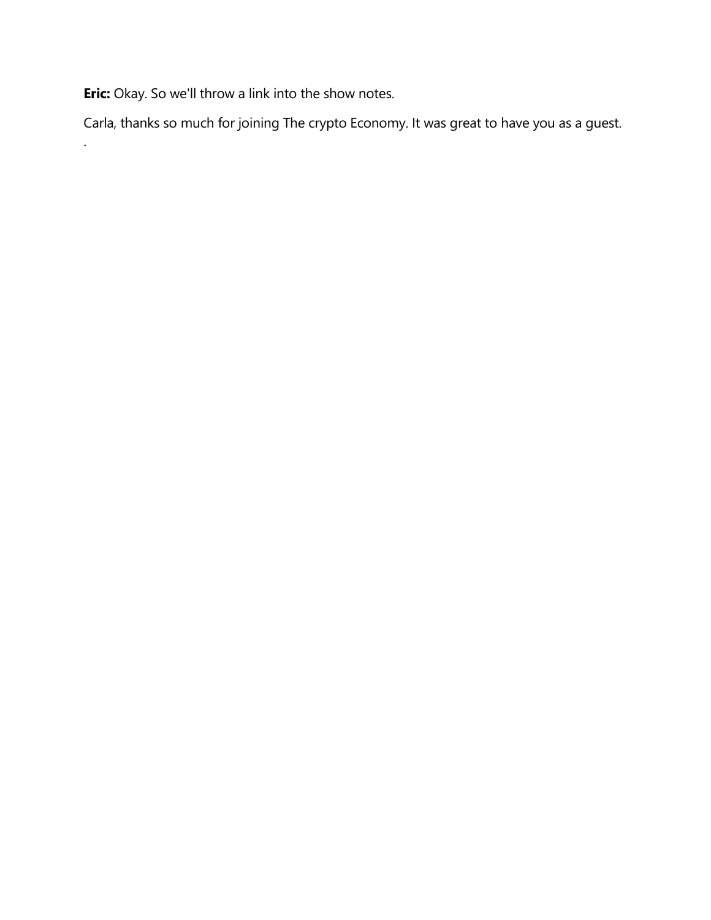**Eric:** Okay. So we'll throw a link into the show notes.

Carla, thanks so much for joining The crypto Economy. It was great to have you as a guest.

.